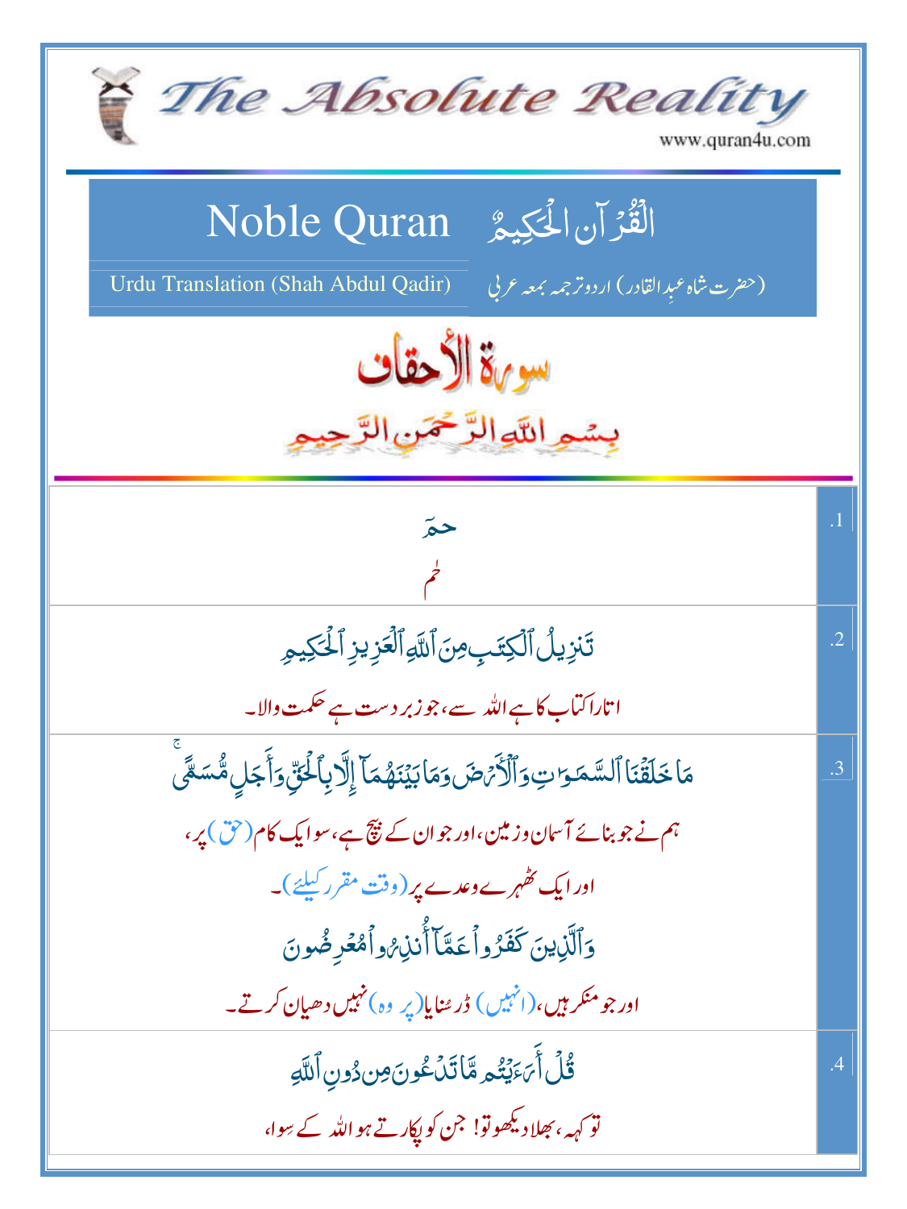# The Absolute Reality

www.quran4u.com

## Noble Quran — الْقُرْآنِ الْحَكِيمُ

Urdu Translation (Shah Abdul Qadir) — (حضرت شاہ عبدِالقادر) اردو ترجمہ بمعہ عربی

## سورة الأحقاف

بِسْمِ اللّٰهِ الرَّحْمٰنِ الرَّحِيْمِ

| | |
|---|---|
| .1 | حمٓ<br>حٰم |
| .2 | تَنزِيلُ ٱلْكِتَٰبِ مِنَ ٱللَّهِ ٱلْعَزِيزِ ٱلْحَكِيمِ<br>اتارا کتاب کا ہے اللہ سے، جو زبردست ہے حکمت والا۔ |
| .3 | مَا خَلَقْنَا ٱلسَّمَٰوَٰتِ وَٱلْأَرْضَ وَمَا بَيْنَهُمَآ إِلَّا بِٱلْحَقِّ وَأَجَلٍ مُّسَمًّى ۚ<br>ہم نے جو بنائے آسمان و زمین، اور جو ان کے بیچ ہے، سو ایک کام (حق) پر،<br>اور ایک ٹھہرے وعدے پر (وقت مقرر کیلئے)۔<br>وَٱلَّذِينَ كَفَرُوا۟ عَمَّآ أُنذِرُوا۟ مُعْرِضُونَ<br>اور جو منکر ہیں، (انہیں) ڈر سنایا (پر وہ) نہیں دھیان کرتے۔ |
| .4 | قُلْ أَرَءَيْتُم مَّا تَدْعُونَ مِن دُونِ ٱللَّهِ<br>تو کہہ، بھلا دیکھو تو! جن کو پکارتے ہو اللہ کے سوا، |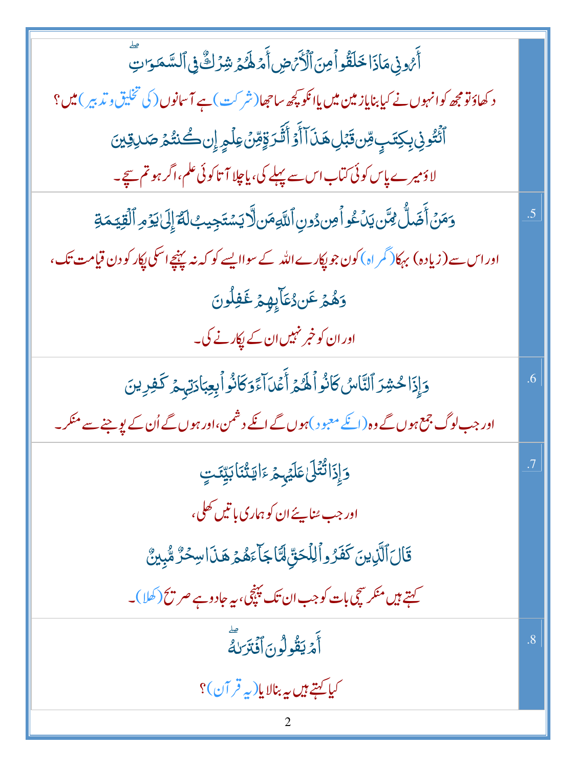| | |
|---|---|
| أَرُونِي مَاذَا خَلَقُوا مِنَ الْأَرْضِ أَمْ لَهُمْ شِرْكٌ فِي السَّمَاوَاتِ ۖ<br>دکھاؤ تو مجھ کو انہوں نے کیا بنایا زمین میں یا انکو کچھ ساجھا (شرکت) ہے آسمانوں (کی تخلیق و تدبیر) میں؟<br>ائْتُونِي بِكِتَابٍ مِّن قَبْلِ هَٰذَا أَوْ أَثَارَةٍ مِّنْ عِلْمٍ إِن كُنتُمْ صَادِقِينَ<br>لاؤ میرے پاس کوئی کتاب اس سے پہلے کی، یا چلا آتا کوئی علم، اگر ہو تم سچے۔ | |
| وَمَنْ أَضَلُّ مِمَّن يَدْعُو مِن دُونِ اللَّهِ مَن لَّا يَسْتَجِيبُ لَهُ إِلَىٰ يَوْمِ الْقِيَامَةِ<br>اور اس سے (زیادہ) بہکا (گمراہ) کون جو پکارے اللہ کے سوا ایسے کو کہ نہ پہنچے اسکی پکار کو دن قیامت تک،<br>وَهُمْ عَن دُعَائِهِمْ غَافِلُونَ<br>اور ان کو خبر نہیں ان کے پکارنے کی۔ | .5 |
| وَإِذَا حُشِرَ النَّاسُ كَانُوا لَهُمْ أَعْدَاءً وَكَانُوا بِعِبَادَتِهِمْ كَافِرِينَ<br>اور جب لوگ جمع ہوں گے وہ (انکے معبود) ہوں گے انکے دشمن، اور ہوں گے اُن کے پوجنے سے منکر۔ | .6 |
| وَإِذَا تُتْلَىٰ عَلَيْهِمْ آيَاتُنَا بَيِّنَاتٍ<br>اور جب سُنایئے ان کو ہماری باتیں کھلی،<br>قَالَ الَّذِينَ كَفَرُوا لِلْحَقِّ لَمَّا جَاءَهُمْ هَٰذَا سِحْرٌ مُّبِينٌ<br>کہتے ہیں منکر سچی بات کو جب ان تک پہنچی، یہ جادو ہے صریح (کھلا)۔ | .7 |
| أَمْ يَقُولُونَ افْتَرَاهُ ۖ<br>کیا کہتے ہیں یہ بنالایا (یہ قرآن)؟ | .8 |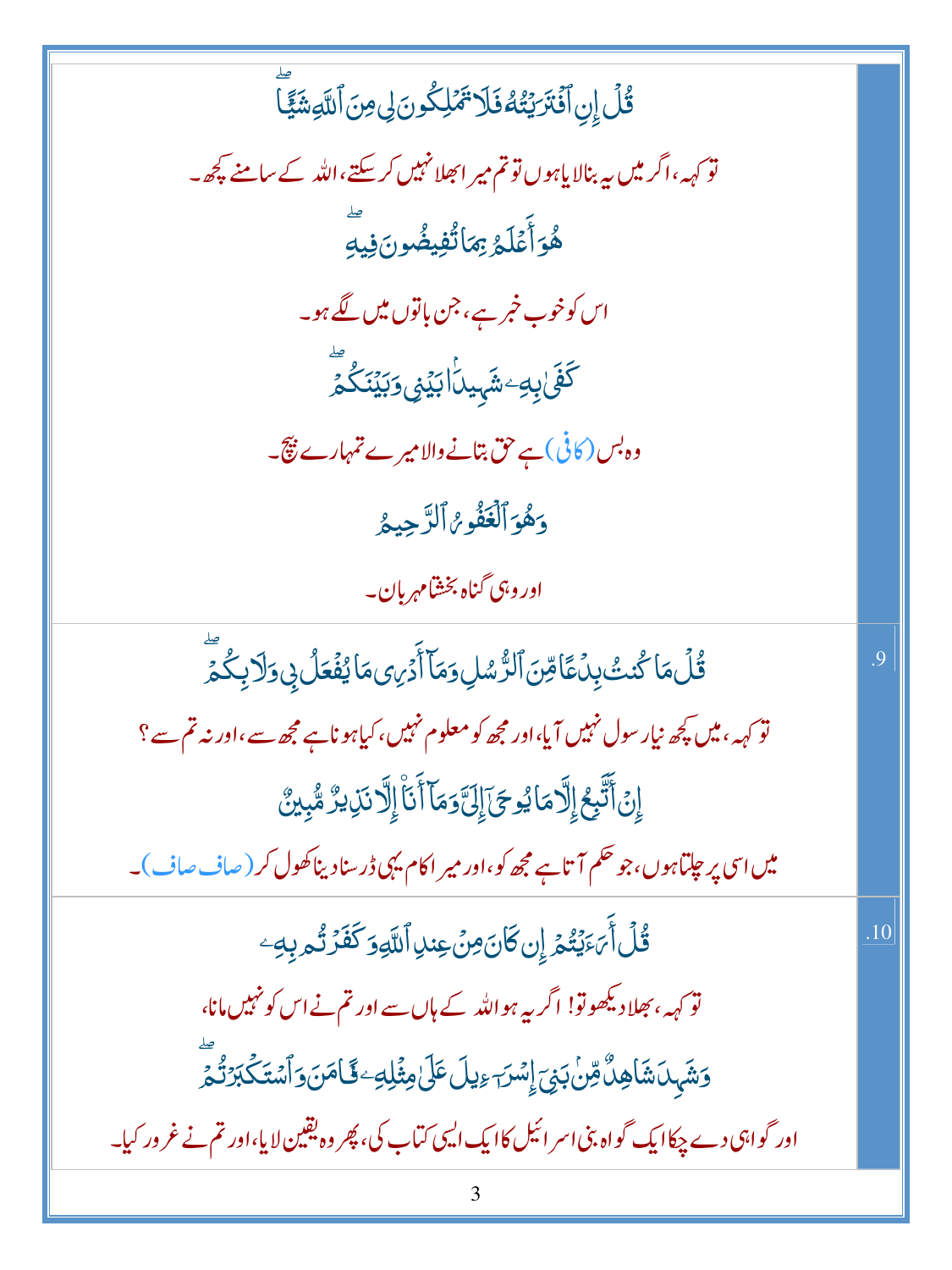| | |
|---|---|
| قُلۡ إِنِ ٱفۡتَرَيۡتُهُۥ فَلَا تَمۡلِكُونَ لِي مِنَ ٱللَّهِ شَيۡـًٔاۖ<br><br>تو کہہ، اگر میں یہ بنالایاہوں تو تم میرا بھلا نہیں کر سکتے، اللہ کے سامنے کچھ۔<br><br>هُوَ أَعۡلَمُ بِمَا تُفِيضُونَ فِيهِۖ<br><br>اس کو خوب خبر ہے، جن باتوں میں لگے ہو۔<br><br>كَفَىٰ بِهِۦ شَهِيدَۢا بَيۡنِي وَبَيۡنَكُمۡۖ<br><br>وہ بس (کافی) ہے حق بتانے والا میرے تمہارے بیچ۔<br><br>وَهُوَ ٱلۡغَفُورُ ٱلرَّحِيمُ<br><br>اور وہی گناہ بخشتا مہربان۔ | |
| قُلۡ مَا كُنتُ بِدۡعٗا مِّنَ ٱلرُّسُلِ وَمَآ أَدۡرِي مَا يُفۡعَلُ بِي وَلَا بِكُمۡۖ<br><br>تو کہہ، میں کچھ نیا رسول نہیں آیا، اور مجھ کو معلوم نہیں، کیا ہونا ہے مجھ سے، اور نہ تم سے؟<br><br>إِنۡ أَتَّبِعُ إِلَّا مَا يُوحَىٰٓ إِلَيَّ وَمَآ أَنَا۠ إِلَّا نَذِيرٞ مُّبِينٞ<br><br>میں اسی پر چلتا ہوں، جو حکم آتا ہے مجھ کو، اور میرا کام یہی ڈر سنا دینا کھول کر (صاف صاف)۔ | .9 |
| قُلۡ أَرَءَيۡتُمۡ إِن كَانَ مِنۡ عِندِ ٱللَّهِ وَكَفَرۡتُم بِهِۦ<br><br>تو کہہ، بھلا دیکھو تو! اگر یہ ہو اللہ کے ہاں سے اور تم نے اس کو نہیں مانا،<br><br>وَشَهِدَ شَاهِدٞ مِّنۢ بَنِيٓ إِسۡرَٰٓءِيلَ عَلَىٰ مِثۡلِهِۦ فَـَٔامَنَ وَٱسۡتَكۡبَرۡتُمۡۖ<br><br>اور گواہی دے چکا ایک گواہ بنی اسرائیل کا ایک ایسی کتاب کی، پھر وہ یقین لایا، اور تم نے غرور کیا۔ | .10 |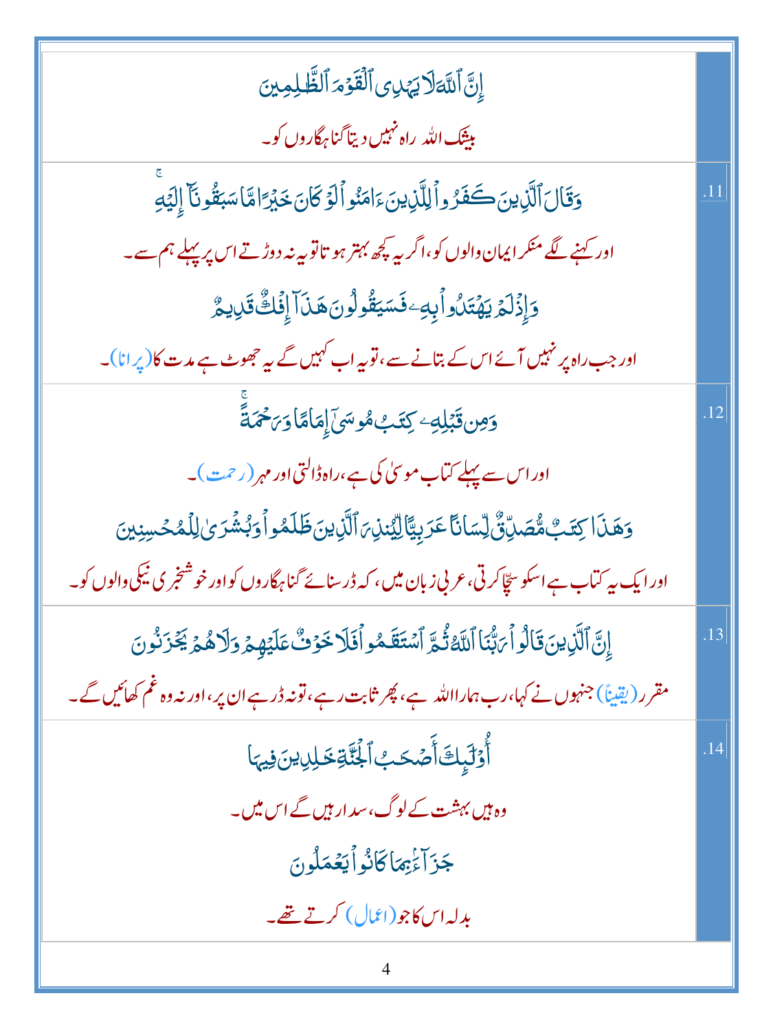| | |
|---|---|
| إِنَّ ٱللَّهَ لَا يَهْدِى ٱلْقَوْمَ ٱلظَّٰلِمِينَ<br>بیشک اللہ راہ نہیں دیتا گناہگاروں کو۔ | |
| وَقَالَ ٱلَّذِينَ كَفَرُوا۟ لِلَّذِينَ ءَامَنُوا۟ لَوْ كَانَ خَيْرًا مَّا سَبَقُونَآ إِلَيْهِ<br>اور کہنے لگے منکر ایمان والوں کو، اگر یہ کچھ بہتر ہوتا تو یہ نہ دوڑتے اس پر پہلے ہم سے۔<br>وَإِذْ لَمْ يَهْتَدُوا۟ بِهِۦ فَسَيَقُولُونَ هَٰذَآ إِفْكٌ قَدِيمٌ<br>اور جب راہ پر نہیں آئے اس کے بتانے سے، تو یہ اب کہیں گے یہ جھوٹ ہے مدت کا (پرانا)۔ | .11 |
| وَمِن قَبْلِهِۦ كِتَٰبُ مُوسَىٰٓ إِمَامًا وَرَحْمَةً<br>اور اس سے پہلے کتاب موسیٰ کی ہے، راہ ڈالتی اور مہر (رحمت)۔<br>وَهَٰذَا كِتَٰبٌ مُّصَدِّقٌ لِّسَانًا عَرَبِيًّا لِّيُنذِرَ ٱلَّذِينَ ظَلَمُوا۟ وَبُشْرَىٰ لِلْمُحْسِنِينَ<br>اور ایک یہ کتاب ہے اسکو سچّا کرتی، عربی زبان میں، کہ ڈر سنائے گناہگاروں کو اور خوشخبری نیکی والوں کو۔ | .12 |
| إِنَّ ٱلَّذِينَ قَالُوا۟ رَبُّنَا ٱللَّهُ ثُمَّ ٱسْتَقَٰمُوا۟ فَلَا خَوْفٌ عَلَيْهِمْ وَلَا هُمْ يَحْزَنُونَ<br>مقرر (یقیناً) جنہوں نے کہا، رب ہمارا اللہ ہے، پھر ثابت رہے، تو نہ ڈر ہے ان پر، اور نہ وہ غم کھائیں گے۔ | .13 |
| أُو۟لَٰٓئِكَ أَصْحَٰبُ ٱلْجَنَّةِ خَٰلِدِينَ فِيهَا<br>وہ ہیں بہشت کے لوگ، سدا رہیں گے اس میں۔<br>جَزَآءًۢ بِمَا كَانُوا۟ يَعْمَلُونَ<br>بدلہ اس کا جو (اعمال) کرتے تھے۔ | .14 |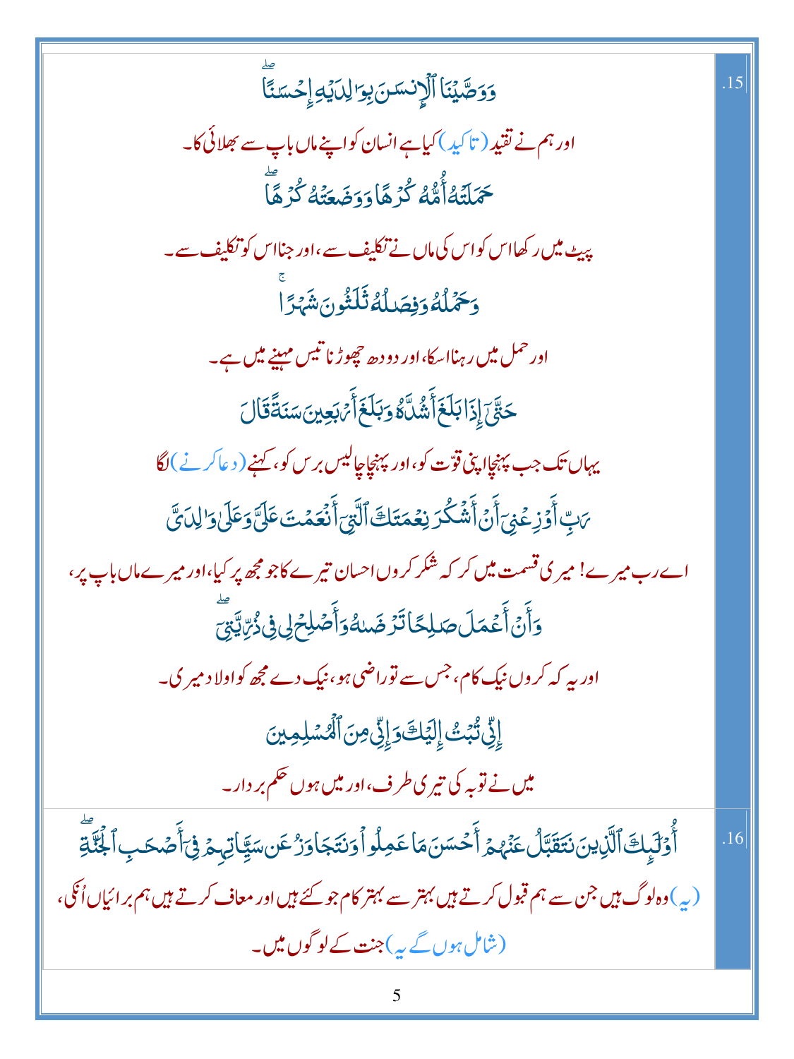| | |
|---|---|
| وَوَصَّيْنَا ٱلْإِنسَٰنَ بِوَٰلِدَيْهِ إِحْسَٰنًا ۖ<br>اور ہم نے تقید (تاکید) کیا ہے انسان کو اپنے ماں باپ سے بھلائی کا۔<br>حَمَلَتْهُ أُمُّهُۥ كُرْهًا وَوَضَعَتْهُ كُرْهًا ۖ<br>پیٹ میں رکھا اس کو اس کی ماں نے تکلیف سے، اور جنا اس کو تکلیف سے۔<br>وَحَمْلُهُۥ وَفِصَٰلُهُۥ ثَلَٰثُونَ شَهْرًا ۚ<br>اور حمل میں رہنا اسکا، اور دودھ چھوڑنا تیس مہینے میں ہے۔<br>حَتَّىٰٓ إِذَا بَلَغَ أَشُدَّهُۥ وَبَلَغَ أَرْبَعِينَ سَنَةً قَالَ<br>یہاں تک جب پہنچا اپنی قوت کو، اور پہنچا چالیس برس کو، کہنے (دعا کرنے) لگا<br>رَبِّ أَوْزِعْنِىٓ أَنْ أَشْكُرَ نِعْمَتَكَ ٱلَّتِىٓ أَنْعَمْتَ عَلَىَّ وَعَلَىٰ وَٰلِدَىَّ<br>اے رب میرے! میری قسمت میں کر کہ شکر کروں احسان تیرے کا جو مجھ پر کیا، اور میرے ماں باپ پر،<br>وَأَنْ أَعْمَلَ صَٰلِحًا تَرْضَىٰهُ وَأَصْلِحْ لِى فِى ذُرِّيَّتِىٓ ۖ<br>اور یہ کہ کروں نیک کام، جس سے تو راضی ہو، نیک دے مجھ کو اولاد میری۔<br>إِنِّى تُبْتُ إِلَيْكَ وَإِنِّى مِنَ ٱلْمُسْلِمِينَ<br>میں نے توبہ کی تیری طرف، اور میں ہوں حکم بردار۔ | .15 |
| أُو۟لَٰٓئِكَ ٱلَّذِينَ نَتَقَبَّلُ عَنْهُمْ أَحْسَنَ مَا عَمِلُوا۟ وَنَتَجَاوَزُ عَن سَيِّـَٔاتِهِمْ فِىٓ أَصْحَٰبِ ٱلْجَنَّةِ ۖ<br>(یہ) وہ لوگ ہیں جن سے ہم قبول کرتے ہیں بہتر سے بہتر کام جو کئے ہیں اور معاف کرتے ہیں ہم برائیاں اُنکی،<br>(شامل ہوں گے یہ) جنت کے لوگوں میں۔ | .16 |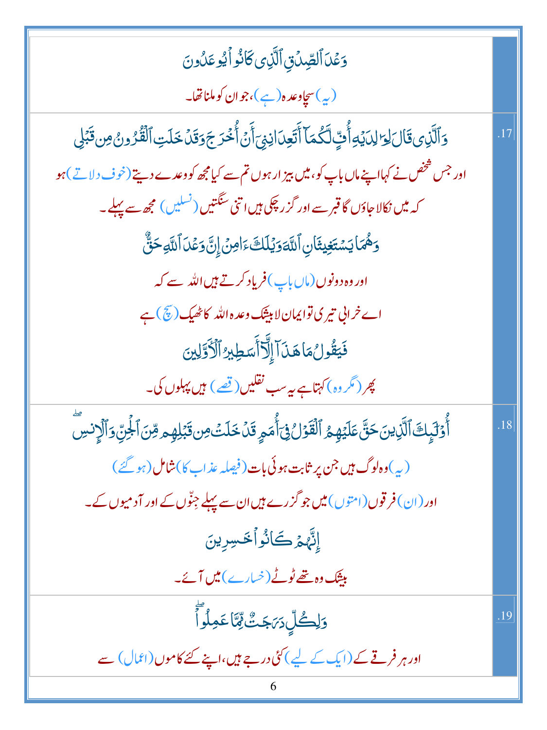| | |
|---|---|
| وَعۡدَ ٱلصِّدۡقِ ٱلَّذِي كَانُواْ يُوعَدُونَ<br>(یہ) سچا وعدہ (ہے)، جو ان کو ملنا تھا۔ | |
| وَٱلَّذِي قَالَ لِوَٰلِدَيۡهِ أُفّٖ لَّكُمَآ أَتَعِدَانِنِيٓ أَنۡ أُخۡرَجَ وَقَدۡ خَلَتِ ٱلۡقُرُونُ مِن قَبۡلِي<br>اور جس شخص نے کہا اپنے ماں باپ کو، میں بیزار ہوں تم سے کیا مجھ کو وعدے دیتے (خوف دلاتے) ہو کہ میں نکالا جاؤں گا قبر سے اور گزر چکی ہیں اتنی سنگتیں (نسلیں) مجھ سے پہلے۔<br>وَهُمَا يَسۡتَغِيثَانِ ٱللَّهَ وَيۡلَكَ ءَامِنۡ إِنَّ وَعۡدَ ٱللَّهِ حَقّٞ<br>اور وہ دونوں (ماں باپ) فریاد کرتے ہیں اللہ سے کہ<br>اے خرابی تیری تو ایمان لا بیشک وعدہ اللہ کا ٹھیک (سچ) ہے<br>فَيَقُولُ مَا هَٰذَآ إِلَّآ أَسَٰطِيرُ ٱلۡأَوَّلِينَ<br>پھر (مگر وہ) کہتا ہے یہ سب نقلیں (قصے) ہیں پہلوں کی۔ | .17 |
| أُوْلَٰٓئِكَ ٱلَّذِينَ حَقَّ عَلَيۡهِمُ ٱلۡقَوۡلُ فِيٓ أُمَمٖ قَدۡ خَلَتۡ مِن قَبۡلِهِم مِّنَ ٱلۡجِنِّ وَٱلۡإِنسِۖ<br>(یہ) وہ لوگ ہیں جن پر ثابت ہوئی بات (فیصلہ عذاب کا) شامل (ہو گئے)<br>اور (ان) فرقوں (امتوں) میں جو گزرے ہیں ان سے پہلے جنّوں کے اور آدمیوں کے۔<br>إِنَّهُمۡ كَانُواْ خَٰسِرِينَ<br>بیشک وہ تھے ٹوٹے (خسارے) میں آئے۔ | .18 |
| وَلِكُلّٖ دَرَجَٰتٞ مِّمَّا عَمِلُواْۖ<br>اور ہر فرقے کے (ایک کے لیے) کئی درجے ہیں، اپنے کئے کاموں (اعمال) سے | .19 |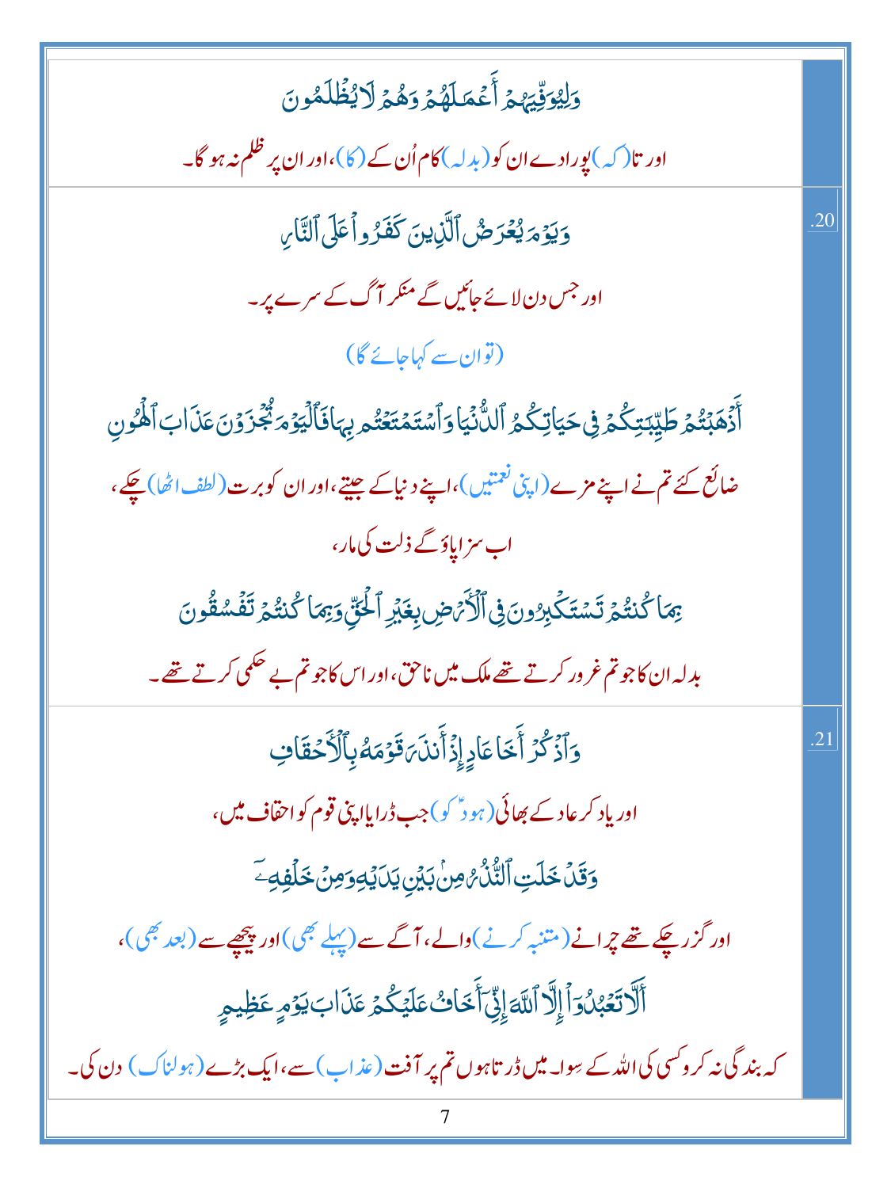| | |
|---|---|
| وَلِيُوَفِّيَهُمْ أَعْمَالَهُمْ وَهُمْ لَا يُظْلَمُونَ<br>اور تا (کہ) پورا دے ان کو (بدلہ) کام اُن کے (کا)، اور ان پر ظلم نہ ہو گا۔ | |
| وَيَوْمَ يُعْرَضُ الَّذِينَ كَفَرُوا عَلَى النَّارِ<br>اور جس دن لائے جائیں گے منکر آگ کے سرے پر۔<br>(تو ان سے کہا جائے گا)<br>أَذْهَبْتُمْ طَيِّبَاتِكُمْ فِي حَيَاتِكُمُ الدُّنْيَا وَاسْتَمْتَعْتُم بِهَا فَالْيَوْمَ تُجْزَوْنَ عَذَابَ الْهُونِ<br>ضائع کئے تم نے اپنے مزے (اپنی نعمتیں)، اپنے دنیا کے جیتے، اور ان کو برت (لطف اٹھا) چکے،<br>اب سزا پاؤ گے ذلت کی مار،<br>بِمَا كُنتُمْ تَسْتَكْبِرُونَ فِي الْأَرْضِ بِغَيْرِ الْحَقِّ وَبِمَا كُنتُمْ تَفْسُقُونَ<br>بدلہ ان کا جو تم غرور کرتے تھے ملک میں ناحق، اور اس کا جو تم بے حکمی کرتے تھے۔ | .20 |
| وَاذْكُرْ أَخَا عَادٍ إِذْ أَنذَرَ قَوْمَهُ بِالْأَحْقَافِ<br>اور یاد کر عاد کے بھائی (ہودؑ کو) جب ڈرایا اپنی قوم کو احقاف میں،<br>وَقَدْ خَلَتِ النُّذُرُ مِن بَيْنِ يَدَيْهِ وَمِنْ خَلْفِهِ<br>اور گزر چکے تھے ڈرانے (متنبہ کرنے) والے، آگے سے (پہلے بھی) اور پیچھے سے (بعد بھی)،<br>أَلَّا تَعْبُدُوا إِلَّا اللَّهَ إِنِّي أَخَافُ عَلَيْكُمْ عَذَابَ يَوْمٍ عَظِيمٍ<br>کہ بندگی نہ کرو کسی کی اللہ کے سِوا۔ میں ڈرتا ہوں تم پر آفت (عذاب) سے، ایک بڑے (ہولناک) دن کی۔ | .21 |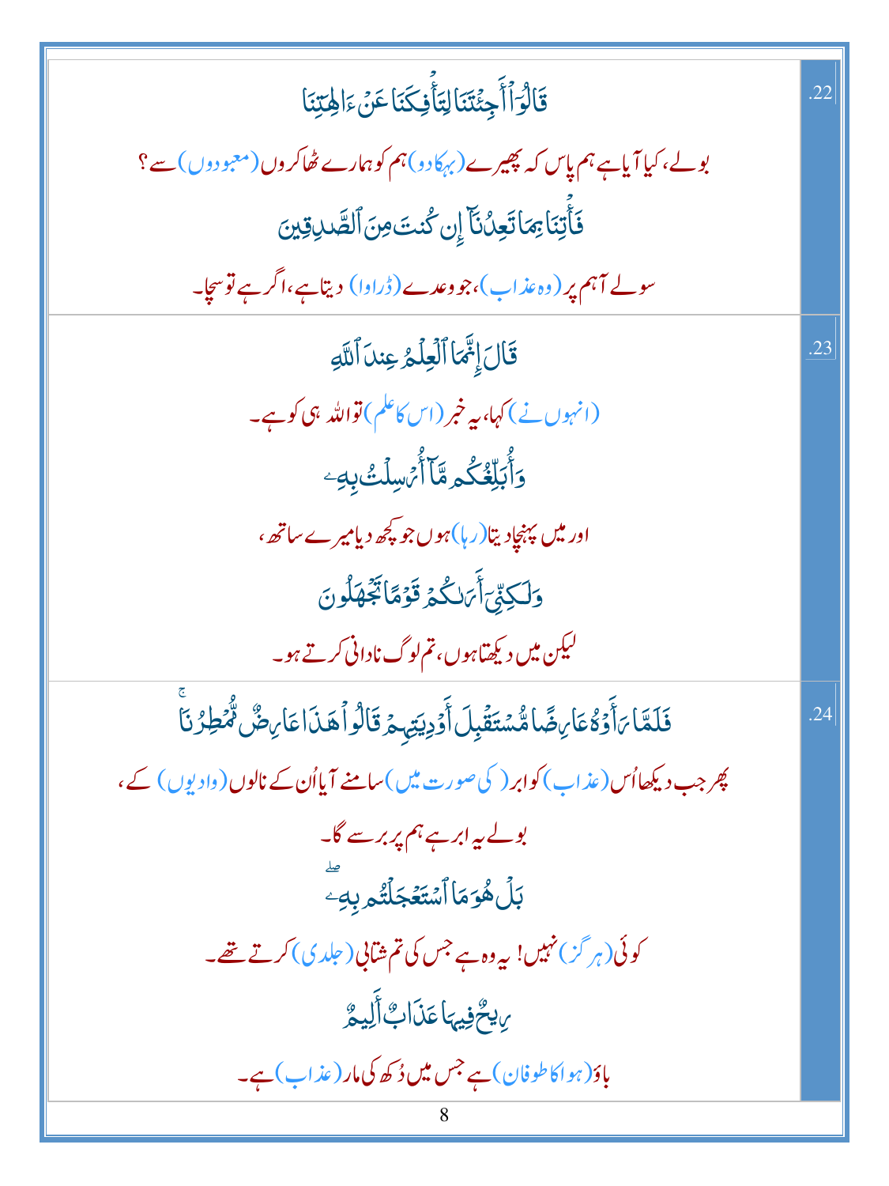| | |
|---|---|
| قَالُوٓاْ أَجِئۡتَنَا لِتَأۡفِكَنَا عَنۡ ءَالِهَتِنَا<br>بولے، کیا آیا ہے ہم پاس کہ پھیرے (بہکا دو) ہم کو ہمارے ٹھاکروں (معبودوں) سے؟<br>فَأۡتِنَا بِمَا تَعِدُنَآ إِن كُنتَ مِنَ ٱلصَّٰدِقِينَ<br>سولے آ ہم پر (وہ عذاب)، جو وعدے (ڈراوا) دیتا ہے، اگر ہے تو سچا۔ | .22 |
| قَالَ إِنَّمَا ٱلۡعِلۡمُ عِندَ ٱللَّهِ<br>(انہوں نے) کہا، یہ خبر (اس کا علم) تو اللہ ہی کو ہے۔<br>وَأُبَلِّغُكُم مَّآ أُرۡسِلۡتُ بِهِۦ<br>اور میں پہنچا دیتا (رہا) ہوں جو کچھ دیا میرے ساتھ،<br>وَلَٰكِنِّيٓ أَرَىٰكُمۡ قَوۡمًا تَجۡهَلُونَ<br>لیکن میں دیکھتا ہوں، تم لوگ نادانی کرتے ہو۔ | .23 |
| فَلَمَّا رَأَوۡهُ عَارِضًا مُّسۡتَقۡبِلَ أَوۡدِيَتِهِمۡ قَالُواْ هَٰذَا عَارِضٌ مُّمۡطِرُنَاۚ<br>پھر جب دیکھا اُس (عذاب) کو ابر (کی صورت میں) سامنے آیا اُن کے نالوں (وادیوں) کے،<br>بولے یہ ابر ہے ہم پر برسے گا۔<br>بَلۡ هُوَ مَا ٱسۡتَعۡجَلۡتُم بِهِۦۖ<br>کوئی (ہرگز) نہیں! یہ وہ ہے جس کی تم شتابی (جلدی) کرتے تھے۔<br>رِيحٌ فِيهَا عَذَابٌ أَلِيمٌ<br>باؤ (ہوا کا طوفان) ہے جس میں دُکھ کی مار (عذاب) ہے۔ | .24 |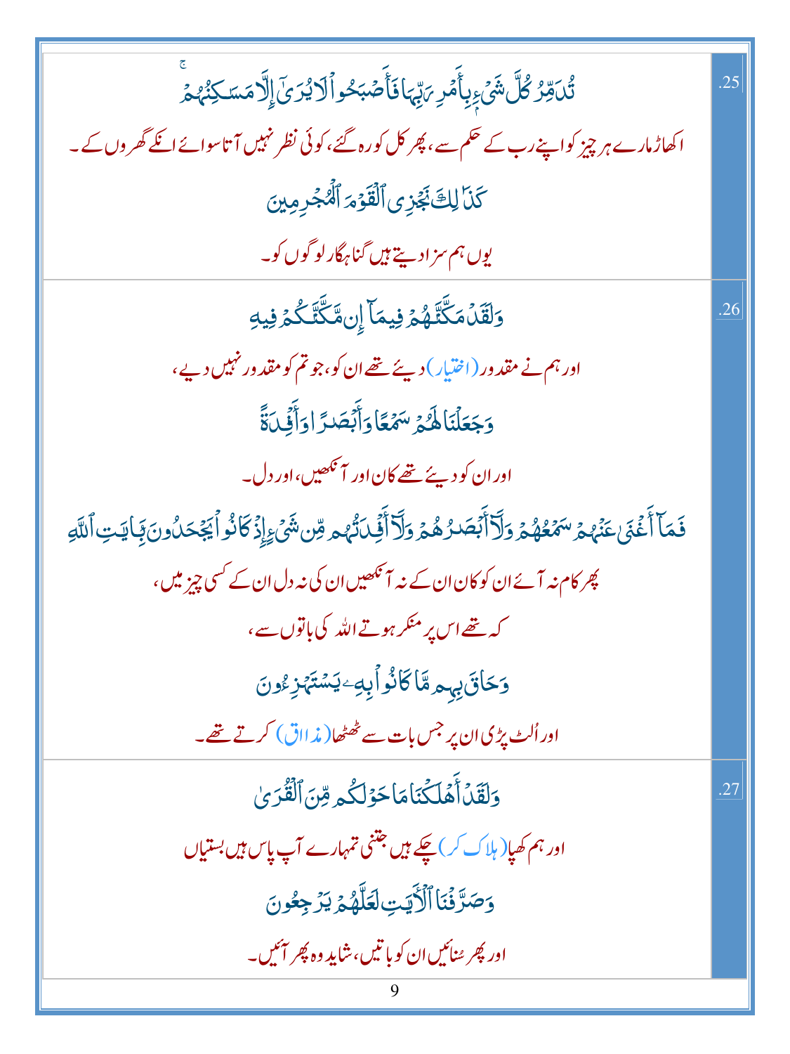| | |
|---|---|
| تُدَمِّرُ كُلَّ شَيۡءِۭ بِأَمۡرِ رَبِّهَا فَأَصۡبَحُواْ لَا يُرَىٰٓ إِلَّا مَسَٰكِنُهُمۡۚ<br>اکھاڑ مارے ہر چیز کو اپنے رب کے حکم سے، پھر کل کو رہ گئے، کوئی نظر نہیں آتا سوائے انکے گھروں کے۔<br>كَذَٰلِكَ نَجۡزِي ٱلۡقَوۡمَ ٱلۡمُجۡرِمِينَ<br>یوں ہم سزا دیتے ہیں گناہگار لوگوں کو۔ | .25 |
| وَلَقَدۡ مَكَّنَّٰهُمۡ فِيمَآ إِن مَّكَّنَّٰكُمۡ فِيهِ<br>اور ہم نے مقدور (اختیار) دیئے تھے ان کو، جو تم کو مقدور نہیں دیے،<br>وَجَعَلۡنَا لَهُمۡ سَمۡعٗا وَأَبۡصَٰرٗا وَأَفۡـِٔدَةٗ<br>اور ان کو دیئے تھے کان اور آنکھیں، اور دل۔<br>فَمَآ أَغۡنَىٰ عَنۡهُمۡ سَمۡعُهُمۡ وَلَآ أَبۡصَٰرُهُمۡ وَلَآ أَفۡـِٔدَتُهُم مِّن شَيۡءٍ إِذۡ كَانُواْ يَجۡحَدُونَ بِـَٔايَٰتِ ٱللَّهِ<br>پھر کام نہ آئے ان کو کان ان کے نہ آنکھیں ان کی نہ دل ان کے کسی چیز میں،<br>کہ تھے اس پر منکر ہوتے اللہ کی باتوں سے،<br>وَحَاقَ بِهِم مَّا كَانُواْ بِهِۦ يَسۡتَهۡزِءُونَ<br>اور اُلٹ پڑی ان پر جس بات سے ٹھٹھا (مذاق) کرتے تھے۔ | .26 |
| وَلَقَدۡ أَهۡلَكۡنَا مَا حَوۡلَكُم مِّنَ ٱلۡقُرَىٰ<br>اور ہم کھپا (ہلاک کر) چکے ہیں جتنی تمہارے آپ پاس ہیں بستیاں<br>وَصَرَّفۡنَا ٱلۡأٓيَٰتِ لَعَلَّهُمۡ يَرۡجِعُونَ<br>اور پھر سُنائیں ان کو باتیں، شاید وہ پھر آئیں۔ | .27 |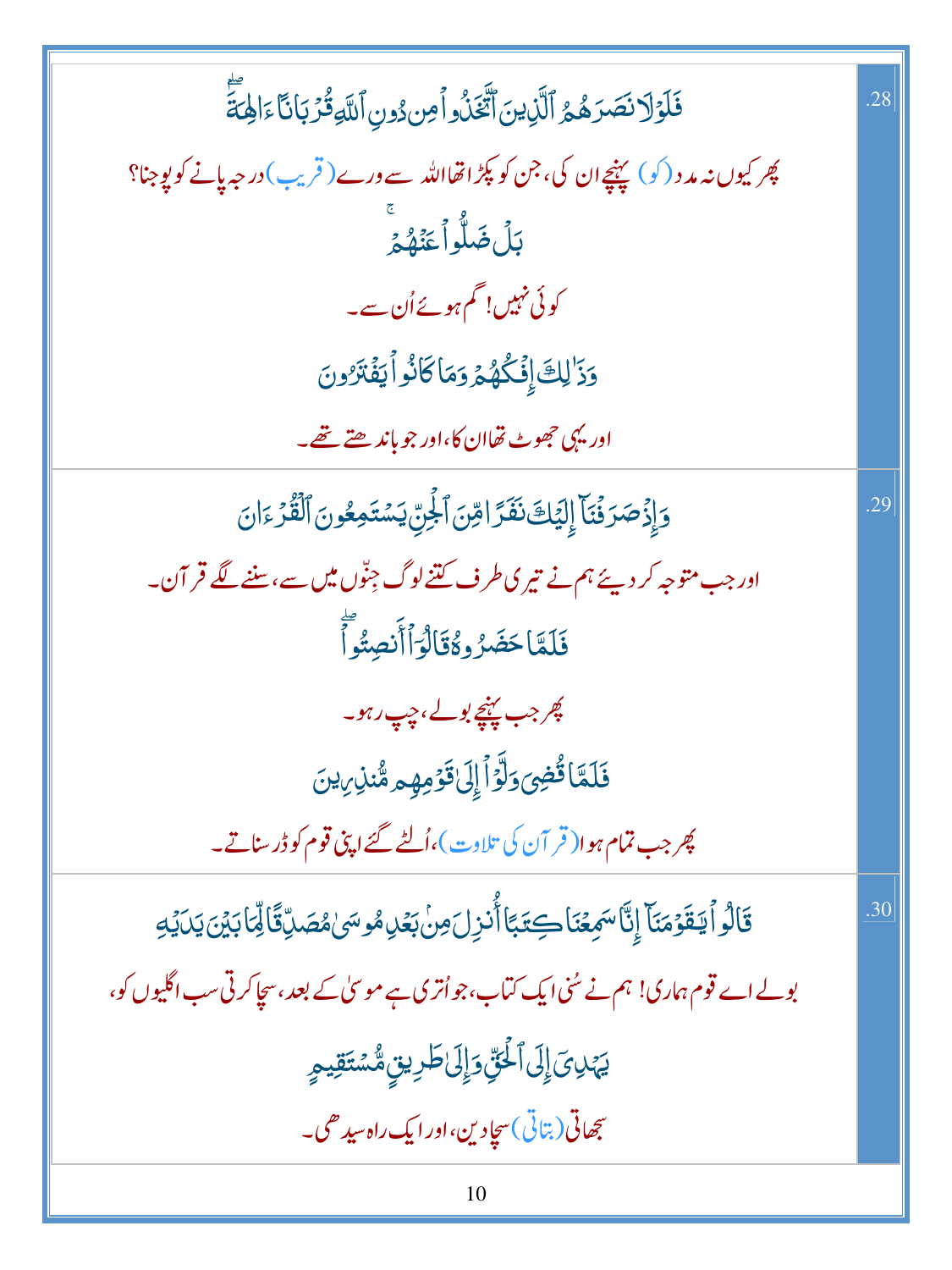| | |
|---|---|
| فَلَوْلَا نَصَرَهُمُ ٱلَّذِينَ ٱتَّخَذُوا۟ مِن دُونِ ٱللَّهِ قُرْبَانًا ءَالِهَةًۢ ۖ<br><br>پھر کیوں نہ مدد (کو) پہنچے ان کی، جن کو پکڑا تھا اللہ سے ورے (قریب) درجہ پانے کو پوجنا؟<br><br>بَلْ ضَلُّوا۟ عَنْهُمْ ۚ<br><br>کوئی نہیں! گم ہوئے اُن سے۔<br><br>وَذَٰلِكَ إِفْكُهُمْ وَمَا كَانُوا۟ يَفْتَرُونَ<br><br>اور یہی جھوٹ تھا ان کا، اور جو باندھتے تھے۔ | .28 |
| وَإِذْ صَرَفْنَآ إِلَيْكَ نَفَرًا مِّنَ ٱلْجِنِّ يَسْتَمِعُونَ ٱلْقُرْءَانَ<br><br>اور جب متوجہ کر دیئے ہم نے تیری طرف کتنے لوگ جنّوں میں سے، سننے لگے قرآن۔<br><br>فَلَمَّا حَضَرُوهُ قَالُوٓا۟ أَنصِتُوا۟ ۖ<br><br>پھر جب پہنچے بولے، چپ رہو۔<br><br>فَلَمَّا قُضِىَ وَلَّوْا۟ إِلَىٰ قَوْمِهِم مُّنذِرِينَ<br><br>پھر جب تمام ہوا (قرآن کی تلاوت)، اُلٹے گئے اپنی قوم کو ڈر سناتے۔ | .29 |
| قَالُوا۟ يَٰقَوْمَنَآ إِنَّا سَمِعْنَا كِتَٰبًا أُنزِلَ مِنۢ بَعْدِ مُوسَىٰ مُصَدِّقًا لِّمَا بَيْنَ يَدَيْهِ<br><br>بولے اے قوم ہماری! ہم نے سُنی ایک کتاب، جو اُتری ہے موسیٰ کے بعد، سچا کرتی سب اگلیوں کو،<br><br>يَهْدِىٓ إِلَى ٱلْحَقِّ وَإِلَىٰ طَرِيقٍ مُّسْتَقِيمٍ<br><br>سجھاتی (بتاتی) سچا دین، اور ایک راہ سیدھی۔ | .30 |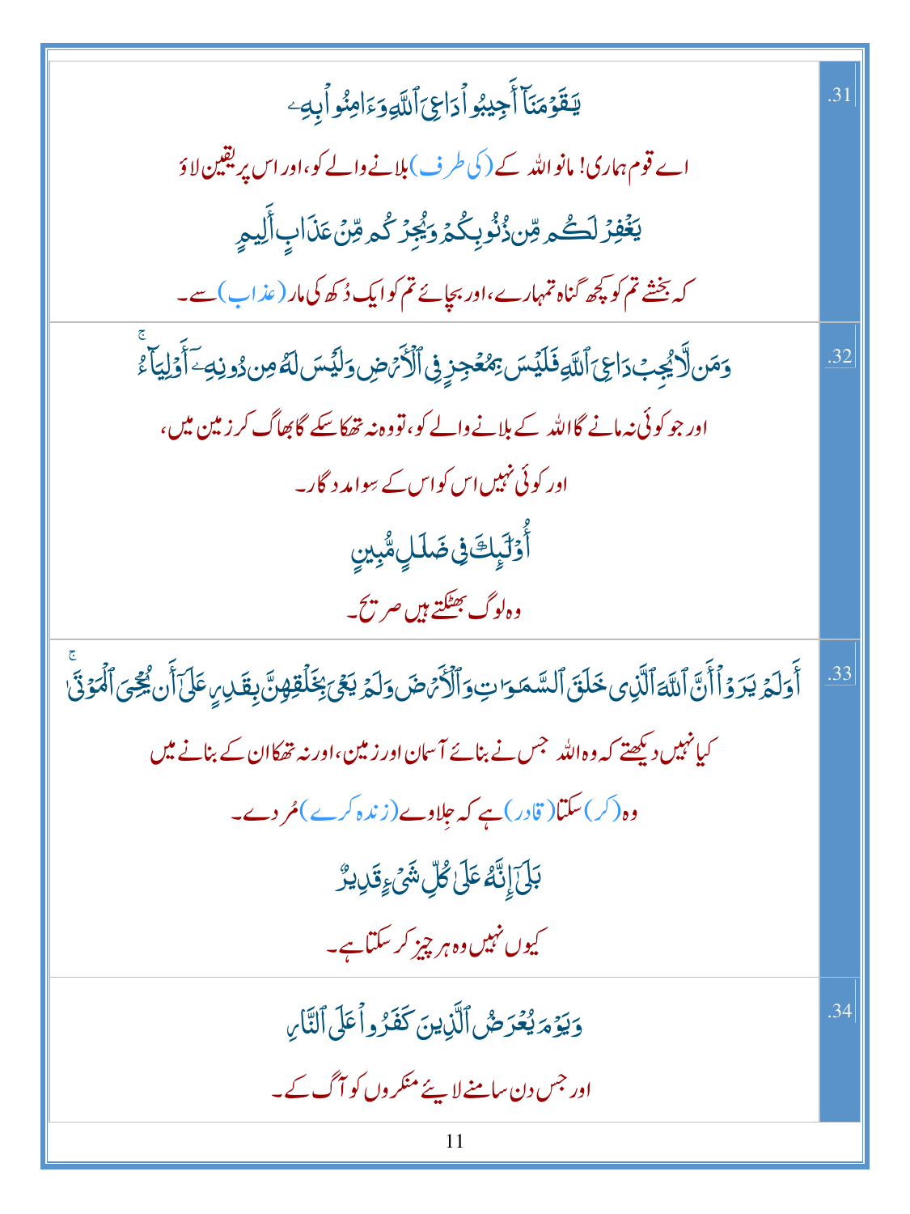| | |
|---|---|
| يَٰقَوْمَنَآ أَجِيبُوا۟ دَاعِىَ ٱللَّهِ وَءَامِنُوا۟ بِهِۦ<br>اے قوم ہماری! مانو اللہ کے (کی طرف) بلانے والے کو، اور اس پر یقین لاؤ<br>يَغْفِرْ لَكُم مِّن ذُنُوبِكُمْ وَيُجِرْكُم مِّنْ عَذَابٍ أَلِيمٍ<br>کہ بخشے تم کو کچھ گناہ تمہارے، اور بچائے تم کو ایک دُکھ کی مار (عذاب) سے۔ | .31 |
| وَمَن لَّا يُجِبْ دَاعِىَ ٱللَّهِ فَلَيْسَ بِمُعْجِزٍ فِى ٱلْأَرْضِ وَلَيْسَ لَهُۥ مِن دُونِهِۦٓ أَوْلِيَآءُ<br>اور جو کوئی نہ مانے گا اللہ کے بلانے والے کو، تو وہ نہ تھکا سکے گا بھاگ کر زمین میں،<br>اور کوئی نہیں اس کو اس کے سوا مدد گار۔<br>أُو۟لَٰٓئِكَ فِى ضَلَٰلٍ مُّبِينٍ<br>وہ لوگ بھٹکتے ہیں صریح۔ | .32 |
| أَوَلَمْ يَرَوْا۟ أَنَّ ٱللَّهَ ٱلَّذِى خَلَقَ ٱلسَّمَٰوَٰتِ وَٱلْأَرْضَ وَلَمْ يَعْىَ بِخَلْقِهِنَّ بِقَٰدِرٍ عَلَىٰٓ أَن يُحْـِۧىَ ٱلْمَوْتَىٰ<br>کیا نہیں دیکھتے کہ وہ اللہ جس نے بنائے آسمان اور زمین، اور نہ تھکا ان کے بنانے میں<br>وہ (کر) سکتا (قادر) ہے کہ جِلاوے (زندہ کرے) مُردے۔<br>بَلَىٰٓ إِنَّهُۥ عَلَىٰ كُلِّ شَىْءٍ قَدِيرٌ<br>کیوں نہیں وہ ہر چیز کر سکتا ہے۔ | .33 |
| وَيَوْمَ يُعْرَضُ ٱلَّذِينَ كَفَرُوا۟ عَلَى ٱلنَّارِ<br>اور جس دن سامنے لائیے منکروں کو آگ کے۔ | .34 |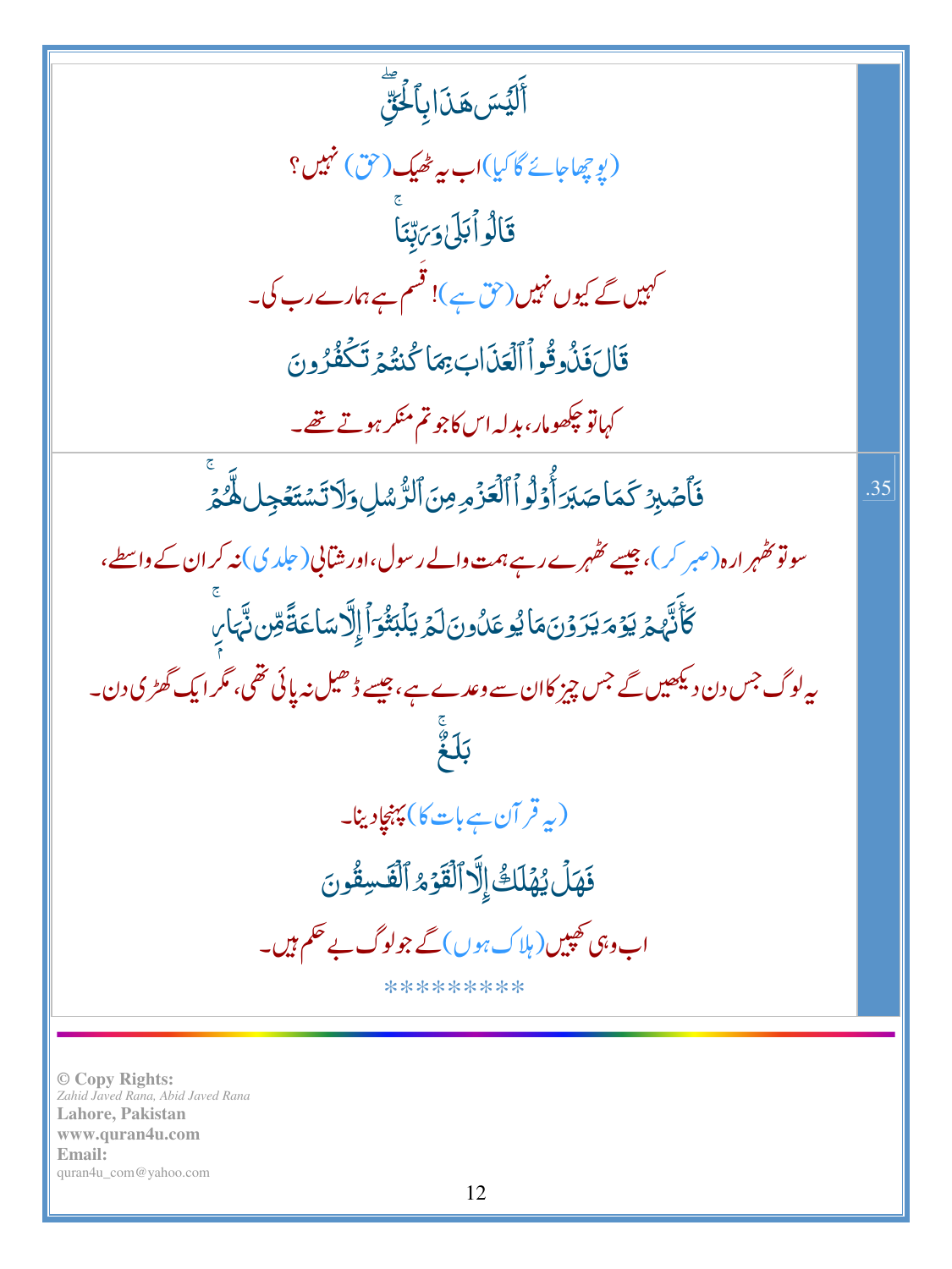أَلَيْسَ هَٰذَا بِٱلْحَقِّ ۖ

(پوچھا جائے گا کیا) اب یہ ٹھیک (حق) نہیں؟

قَالُوا۟ بَلَىٰ وَرَبِّنَا ۚ

کہیں گے کیوں نہیں (حق ہے)! قسم ہے ہمارے رب کی۔

قَالَ فَذُوقُوا۟ ٱلْعَذَابَ بِمَا كُنتُمْ تَكْفُرُونَ

کہا تو چکھو مار، بدلہ اس کا جو تم منکر ہوتے تھے۔

.35

فَٱصْبِرْ كَمَا صَبَرَ أُو۟لُوا۟ ٱلْعَزْمِ مِنَ ٱلرُّسُلِ وَلَا تَسْتَعْجِل لَّهُمْ ۚ

سو تو ٹھہرا رہ (صبر کر)، جیسے ٹھہرے رہے ہمت والے رسول، اور شتابی (جلدی) نہ کر ان کے واسطے،

كَأَنَّهُمْ يَوْمَ يَرَوْنَ مَا يُوعَدُونَ لَمْ يَلْبَثُوٓا۟ إِلَّا سَاعَةً مِّن نَّهَارٍ ۚ

یہ لوگ جس دن دیکھیں گے جس چیز کا ان سے وعدے ہے، جیسے ڈھیل نہ پائی تھی، مگر ایک گھڑی دن۔

بَلَٰغٌ ۚ

(یہ قرآن ہے بات کا) پہنچا دینا۔

فَهَلْ يُهْلَكُ إِلَّا ٱلْقَوْمُ ٱلْفَٰسِقُونَ

اب وہی کھپیں (ہلاک ہوں) گے جو لوگ بے حکم ہیں۔

*********

© Copy Rights:
*Zahid Javed Rana, Abid Javed Rana*
**Lahore, Pakistan**
**www.quran4u.com**
**Email:**
quran4u_com@yahoo.com